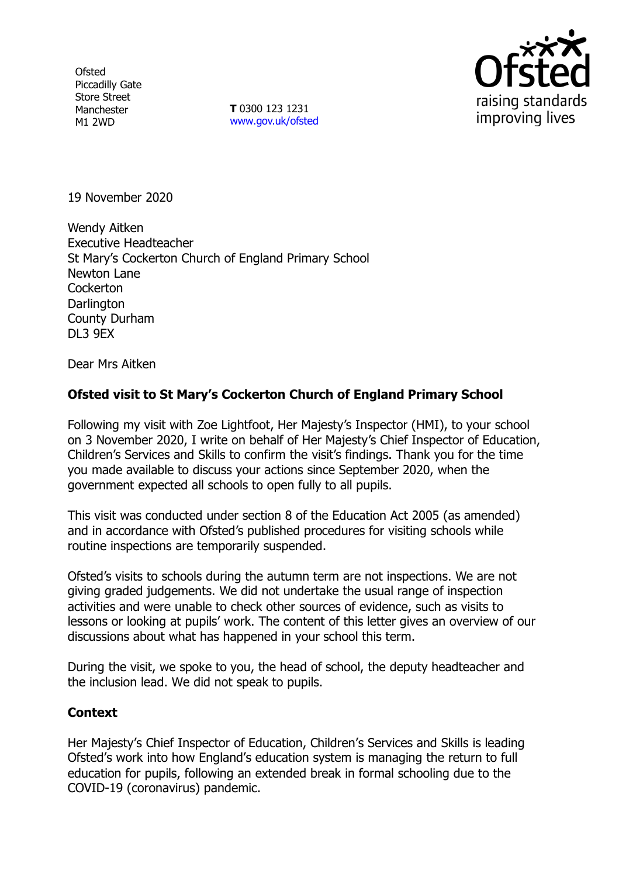Ofsted
Piccadilly Gate
Store Street
Manchester
M1 2WD

**T** 0300 123 1231
www.gov.uk/ofsted

19 November 2020

Wendy Aitken
Executive Headteacher
St Mary's Cockerton Church of England Primary School
Newton Lane
Cockerton
Darlington
County Durham
DL3 9EX

Dear Mrs Aitken

**Ofsted visit to St Mary's Cockerton Church of England Primary School**

Following my visit with Zoe Lightfoot, Her Majesty's Inspector (HMI), to your school on 3 November 2020, I write on behalf of Her Majesty's Chief Inspector of Education, Children's Services and Skills to confirm the visit's findings. Thank you for the time you made available to discuss your actions since September 2020, when the government expected all schools to open fully to all pupils.

This visit was conducted under section 8 of the Education Act 2005 (as amended) and in accordance with Ofsted's published procedures for visiting schools while routine inspections are temporarily suspended.

Ofsted's visits to schools during the autumn term are not inspections. We are not giving graded judgements. We did not undertake the usual range of inspection activities and were unable to check other sources of evidence, such as visits to lessons or looking at pupils' work. The content of this letter gives an overview of our discussions about what has happened in your school this term.

During the visit, we spoke to you, the head of school, the deputy headteacher and the inclusion lead. We did not speak to pupils.

**Context**

Her Majesty's Chief Inspector of Education, Children's Services and Skills is leading Ofsted's work into how England's education system is managing the return to full education for pupils, following an extended break in formal schooling due to the COVID-19 (coronavirus) pandemic.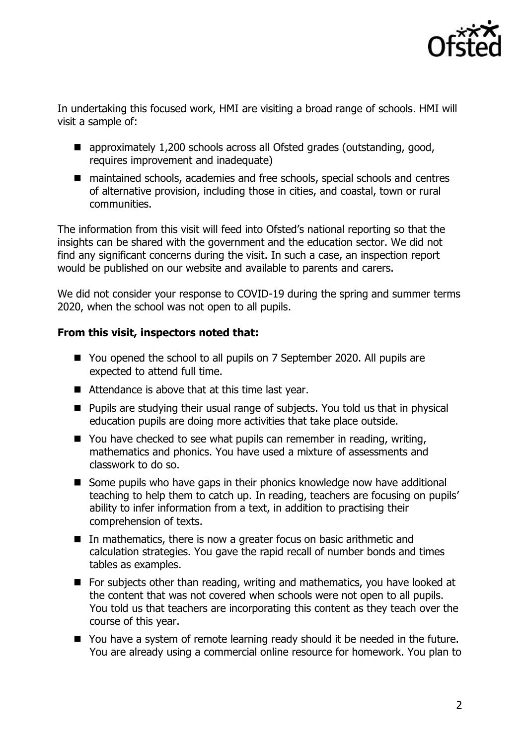In undertaking this focused work, HMI are visiting a broad range of schools. HMI will visit a sample of:

- approximately 1,200 schools across all Ofsted grades (outstanding, good, requires improvement and inadequate)
- maintained schools, academies and free schools, special schools and centres of alternative provision, including those in cities, and coastal, town or rural communities.

The information from this visit will feed into Ofsted's national reporting so that the insights can be shared with the government and the education sector. We did not find any significant concerns during the visit. In such a case, an inspection report would be published on our website and available to parents and carers.

We did not consider your response to COVID-19 during the spring and summer terms 2020, when the school was not open to all pupils.

**From this visit, inspectors noted that:**

- You opened the school to all pupils on 7 September 2020. All pupils are expected to attend full time.
- Attendance is above that at this time last year.
- Pupils are studying their usual range of subjects. You told us that in physical education pupils are doing more activities that take place outside.
- You have checked to see what pupils can remember in reading, writing, mathematics and phonics. You have used a mixture of assessments and classwork to do so.
- Some pupils who have gaps in their phonics knowledge now have additional teaching to help them to catch up. In reading, teachers are focusing on pupils' ability to infer information from a text, in addition to practising their comprehension of texts.
- In mathematics, there is now a greater focus on basic arithmetic and calculation strategies. You gave the rapid recall of number bonds and times tables as examples.
- For subjects other than reading, writing and mathematics, you have looked at the content that was not covered when schools were not open to all pupils. You told us that teachers are incorporating this content as they teach over the course of this year.
- You have a system of remote learning ready should it be needed in the future. You are already using a commercial online resource for homework. You plan to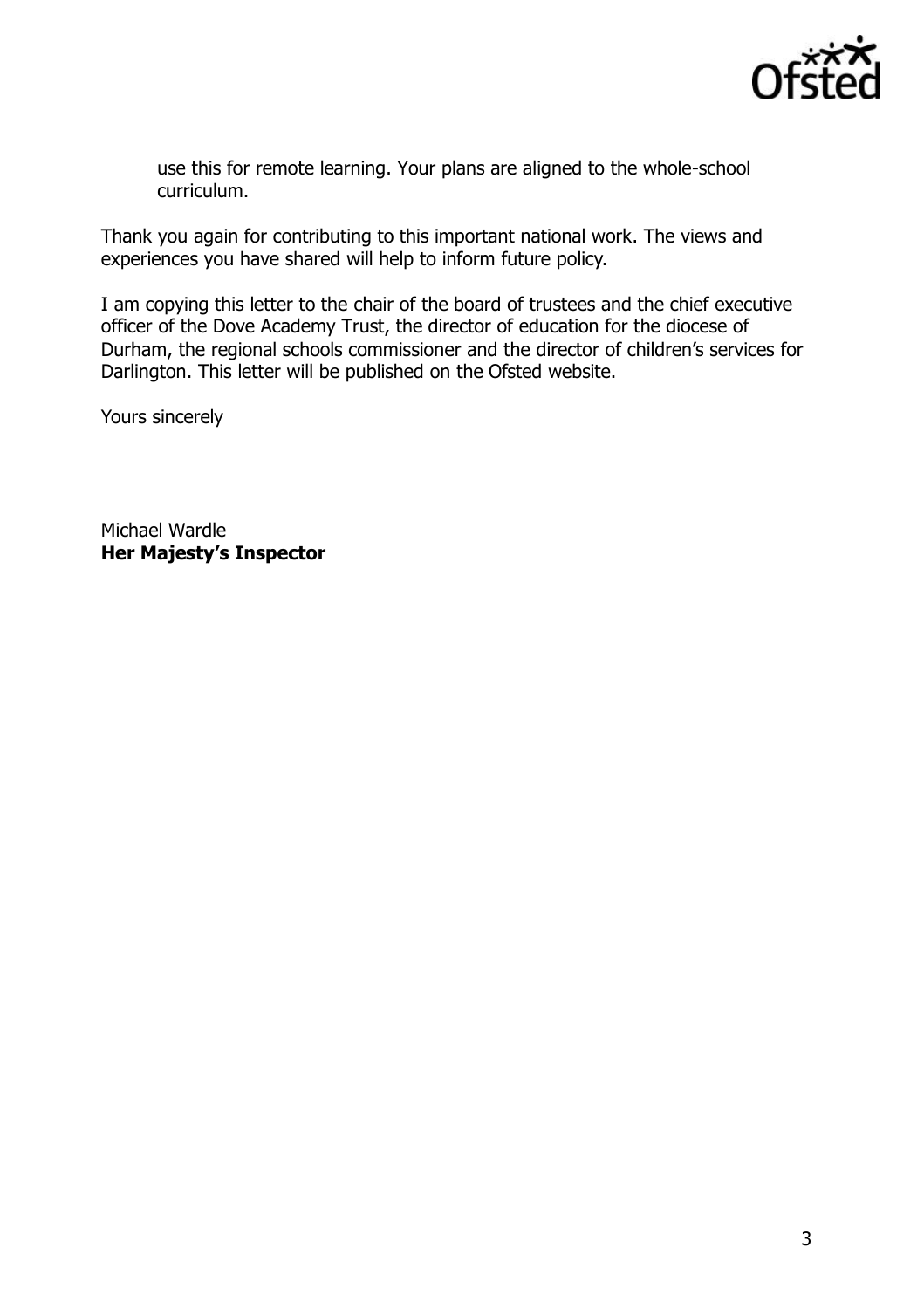use this for remote learning. Your plans are aligned to the whole-school curriculum.

Thank you again for contributing to this important national work. The views and experiences you have shared will help to inform future policy.

I am copying this letter to the chair of the board of trustees and the chief executive officer of the Dove Academy Trust, the director of education for the diocese of Durham, the regional schools commissioner and the director of children's services for Darlington. This letter will be published on the Ofsted website.

Yours sincerely

Michael Wardle
**Her Majesty's Inspector**